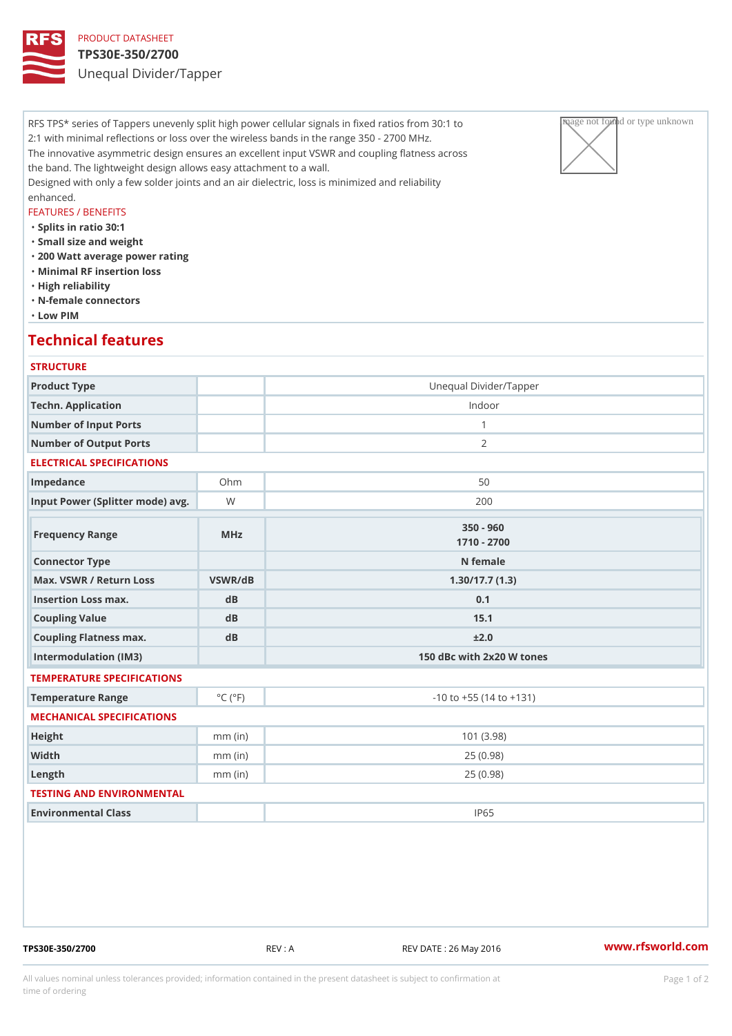PRODUCT DATASHEET

# TPS30E-350/2700

Unequal Divider/Tapper

RFS TPS* series of Tappers unevenly split high power cellular signals in fixed ratios from 30:1 to 2:1 with minimal reflections or loss over the wireless bands in the range 350 - 2700 MHz.
The innovative asymmetric design ensures an excellent input VSWR and coupling flatness across the band. The lightweight design allows easy attachment to a wall.
Designed with only a few solder joints and an air dielectric, loss is minimized and reliability enhanced.

FEATURES / BENEFITS

- Splits in ratio 30:1
- Small size and weight
- 200 Watt average power rating
- Minimal RF insertion loss
- High reliability
- N-female connectors
- Low PIM

## Technical features

### STRUCTURE

| | | |
|---|---|---|
| Product Type | | Unequal Divider/Tapper |
| Techn. Application | | Indoor |
| Number of Input Ports | | 1 |
| Number of Output Ports | | 2 |

### ELECTRICAL SPECIFICATIONS

| | | |
|---|---|---|
| Impedance | Ohm | 50 |
| Input Power (Splitter mode) avg. | W | 200 |
| **Frequency Range** | **MHz** | **350 - 960<br>1710 - 2700** |
| **Connector Type** | | **N female** |
| **Max. VSWR / Return Loss** | **VSWR/dB** | **1.30/17.7 (1.3)** |
| **Insertion Loss max.** | **dB** | **0.1** |
| **Coupling Value** | **dB** | **15.1** |
| **Coupling Flatness max.** | **dB** | **±2.0** |
| **Intermodulation (IM3)** | | **150 dBc with 2x20 W tones** |

### TEMPERATURE SPECIFICATIONS

| | | |
|---|---|---|
| Temperature Range | °C (°F) | -10 to +55 (14 to +131) |

### MECHANICAL SPECIFICATIONS

| | | |
|---|---|---|
| Height | mm (in) | 101 (3.98) |
| Width | mm (in) | 25 (0.98) |
| Length | mm (in) | 25 (0.98) |

### TESTING AND ENVIRONMENTAL

| | | |
|---|---|---|
| Environmental Class | | IP65 |

TPS30E-350/2700 REV : A REV DATE : 26 May 2016 www.rfsworld.com

All values nominal unless tolerances provided; information contained in the present datasheet is subject to confirmation at time of ordering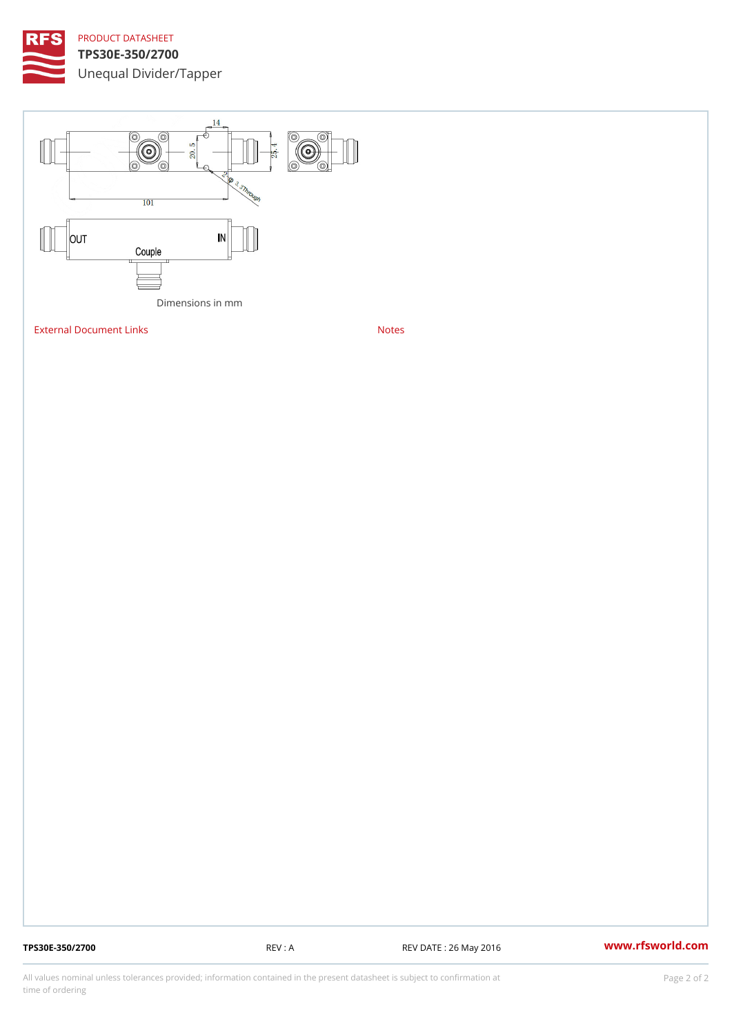PRODUCT DATASHEET

**TPS30E-350/2700**

Unequal Divider/Tapper

14

20.5

25.4

2-φ 3.5Through

101

OUT

IN

Couple

Dimensions in mm

External Document Links

Notes

TPS30E-350/2700 REV : A REV DATE : 26 May 2016 www.rfsworld.com

All values nominal unless tolerances provided; information contained in the present datasheet is subject to confirmation at time of ordering